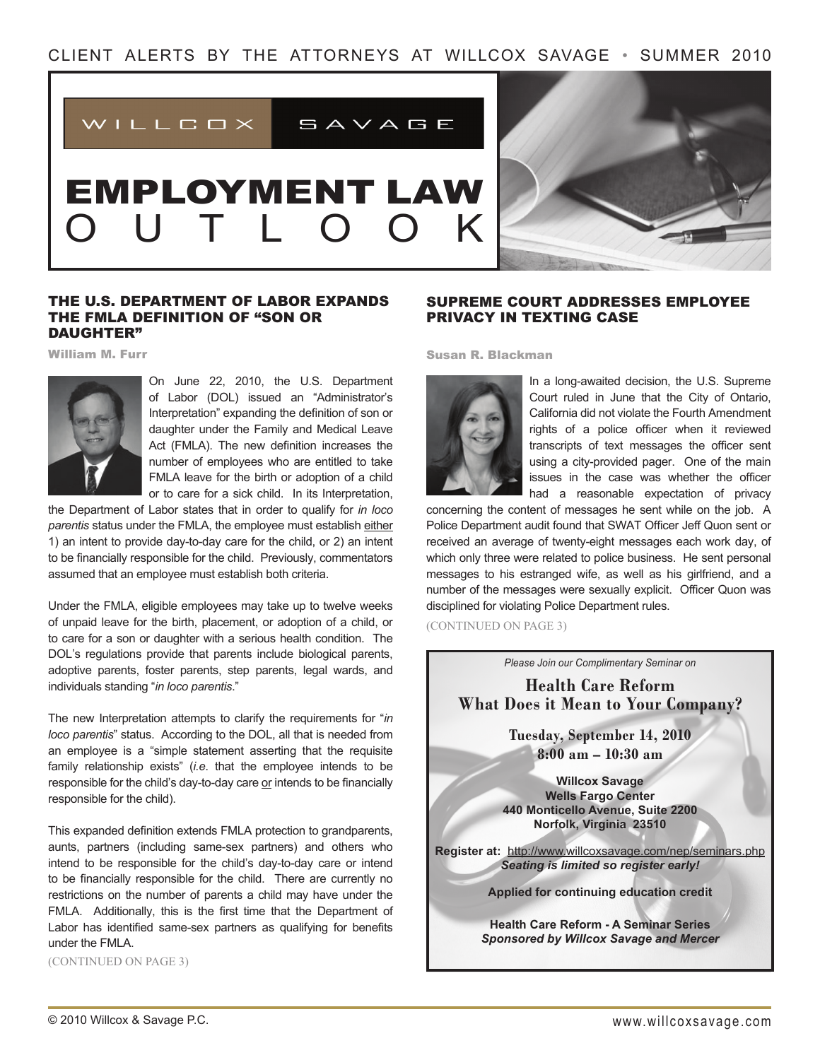CLIENT ALERTS BY THE ATTORNEYS AT WILLCOX SAVAGE • SUMMER 2010

WILLCOX SAVAGE

# EMPLOYMENT LAW OUTLOOK

## THE U.S. DEPARTMENT OF LABOR EXPANDS THE FMLA DEFINITION OF "SON OR DAUGHTER"

**William M. Furr**

On June 22, 2010, the U.S. Department of Labor (DOL) issued an "Administrator's Interpretation" expanding the definition of son or daughter under the Family and Medical Leave Act (FMLA). The new definition increases the number of employees who are entitled to take FMLA leave for the birth or adoption of a child or to care for a sick child. In its Interpretation, the Department of Labor states that in order to qualify for *in loco parentis* status under the FMLA, the employee must establish either 1) an intent to provide day-to-day care for the child, or 2) an intent to be financially responsible for the child. Previously, commentators assumed that an employee must establish both criteria.

Under the FMLA, eligible employees may take up to twelve weeks of unpaid leave for the birth, placement, or adoption of a child, or to care for a son or daughter with a serious health condition. The DOL's regulations provide that parents include biological parents, adoptive parents, foster parents, step parents, legal wards, and individuals standing "*in loco parentis*."

The new Interpretation attempts to clarify the requirements for "*in loco parentis*" status. According to the DOL, all that is needed from an employee is a "simple statement asserting that the requisite family relationship exists" (*i.e.* that the employee intends to be responsible for the child's day-to-day care or intends to be financially responsible for the child).

This expanded definition extends FMLA protection to grandparents, aunts, partners (including same-sex partners) and others who intend to be responsible for the child's day-to-day care or intend to be financially responsible for the child. There are currently no restrictions on the number of parents a child may have under the FMLA. Additionally, this is the first time that the Department of Labor has identified same-sex partners as qualifying for benefits under the FMLA.

(CONTINUED ON PAGE 3)

## SUPREME COURT ADDRESSES EMPLOYEE PRIVACY IN TEXTING CASE

**Susan R. Blackman**

In a long-awaited decision, the U.S. Supreme Court ruled in June that the City of Ontario, California did not violate the Fourth Amendment rights of a police officer when it reviewed transcripts of text messages the officer sent using a city-provided pager. One of the main issues in the case was whether the officer had a reasonable expectation of privacy concerning the content of messages he sent while on the job. A Police Department audit found that SWAT Officer Jeff Quon sent or received an average of twenty-eight messages each work day, of which only three were related to police business. He sent personal messages to his estranged wife, as well as his girlfriend, and a number of the messages were sexually explicit. Officer Quon was disciplined for violating Police Department rules.

(CONTINUED ON PAGE 3)

*Please Join our Complimentary Seminar on*

**Health Care Reform**
**What Does it Mean to Your Company?**

**Tuesday, September 14, 2010**
**8:00 am – 10:30 am**

**Willcox Savage**
**Wells Fargo Center**
**440 Monticello Avenue, Suite 2200**
**Norfolk, Virginia 23510**

**Register at:** http://www.willcoxsavage.com/nep/seminars.php
***Seating is limited so register early!***

**Applied for continuing education credit**

**Health Care Reform - A Seminar Series**
***Sponsored by Willcox Savage and Mercer***

© 2010 Willcox & Savage P.C.

www.willcoxsavage.com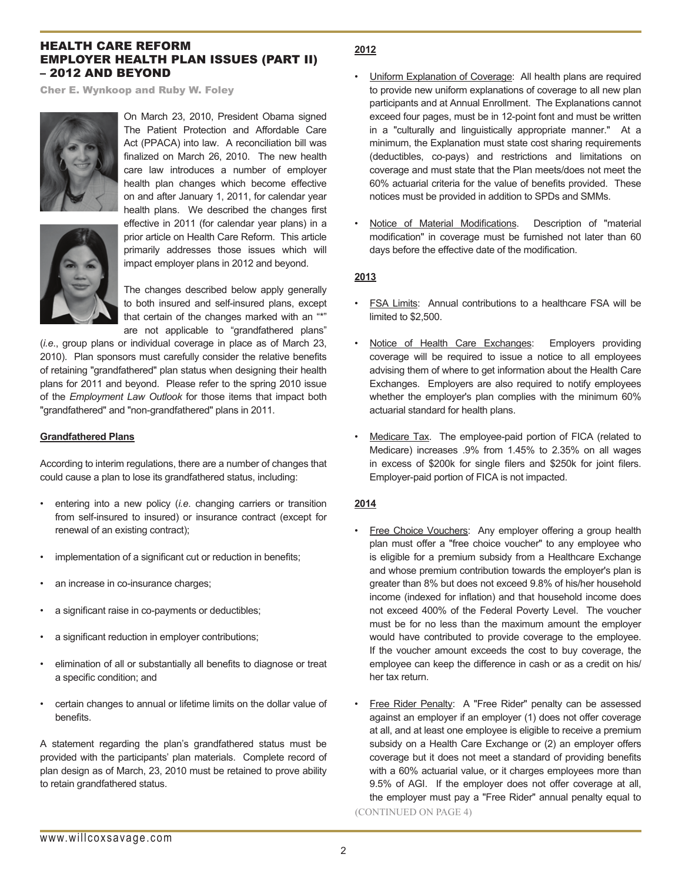## HEALTH CARE REFORM EMPLOYER HEALTH PLAN ISSUES (PART II) – 2012 AND BEYOND

**Cher E. Wynkoop and Ruby W. Foley**

On March 23, 2010, President Obama signed The Patient Protection and Affordable Care Act (PPACA) into law. A reconciliation bill was finalized on March 26, 2010. The new health care law introduces a number of employer health plan changes which become effective on and after January 1, 2011, for calendar year health plans. We described the changes first effective in 2011 (for calendar year plans) in a prior article on Health Care Reform. This article primarily addresses those issues which will impact employer plans in 2012 and beyond.

The changes described below apply generally to both insured and self-insured plans, except that certain of the changes marked with an "*" are not applicable to "grandfathered plans" (*i.e*., group plans or individual coverage in place as of March 23, 2010). Plan sponsors must carefully consider the relative benefits of retaining "grandfathered" plan status when designing their health plans for 2011 and beyond. Please refer to the spring 2010 issue of the *Employment Law Outlook* for those items that impact both "grandfathered" and "non-grandfathered" plans in 2011.

**Grandfathered Plans**

According to interim regulations, there are a number of changes that could cause a plan to lose its grandfathered status, including:

- entering into a new policy (*i.e.* changing carriers or transition from self-insured to insured) or insurance contract (except for renewal of an existing contract);
- implementation of a significant cut or reduction in benefits;
- an increase in co-insurance charges;
- a significant raise in co-payments or deductibles;
- a significant reduction in employer contributions;
- elimination of all or substantially all benefits to diagnose or treat a specific condition; and
- certain changes to annual or lifetime limits on the dollar value of benefits.

A statement regarding the plan's grandfathered status must be provided with the participants' plan materials. Complete record of plan design as of March, 23, 2010 must be retained to prove ability to retain grandfathered status.

**2012**

- Uniform Explanation of Coverage: All health plans are required to provide new uniform explanations of coverage to all new plan participants and at Annual Enrollment. The Explanations cannot exceed four pages, must be in 12-point font and must be written in a "culturally and linguistically appropriate manner." At a minimum, the Explanation must state cost sharing requirements (deductibles, co-pays) and restrictions and limitations on coverage and must state that the Plan meets/does not meet the 60% actuarial criteria for the value of benefits provided. These notices must be provided in addition to SPDs and SMMs.
- Notice of Material Modifications. Description of "material modification" in coverage must be furnished not later than 60 days before the effective date of the modification.

**2013**

- FSA Limits: Annual contributions to a healthcare FSA will be limited to $2,500.
- Notice of Health Care Exchanges: Employers providing coverage will be required to issue a notice to all employees advising them of where to get information about the Health Care Exchanges. Employers are also required to notify employees whether the employer's plan complies with the minimum 60% actuarial standard for health plans.
- Medicare Tax. The employee-paid portion of FICA (related to Medicare) increases .9% from 1.45% to 2.35% on all wages in excess of $200k for single filers and $250k for joint filers. Employer-paid portion of FICA is not impacted.

**2014**

- Free Choice Vouchers: Any employer offering a group health plan must offer a "free choice voucher" to any employee who is eligible for a premium subsidy from a Healthcare Exchange and whose premium contribution towards the employer's plan is greater than 8% but does not exceed 9.8% of his/her household income (indexed for inflation) and that household income does not exceed 400% of the Federal Poverty Level. The voucher must be for no less than the maximum amount the employer would have contributed to provide coverage to the employee. If the voucher amount exceeds the cost to buy coverage, the employee can keep the difference in cash or as a credit on his/her tax return.
- Free Rider Penalty: A "Free Rider" penalty can be assessed against an employer if an employer (1) does not offer coverage at all, and at least one employee is eligible to receive a premium subsidy on a Health Care Exchange or (2) an employer offers coverage but it does not meet a standard of providing benefits with a 60% actuarial value, or it charges employees more than 9.5% of AGI. If the employer does not offer coverage at all, the employer must pay a "Free Rider" annual penalty equal to

(CONTINUED ON PAGE 4)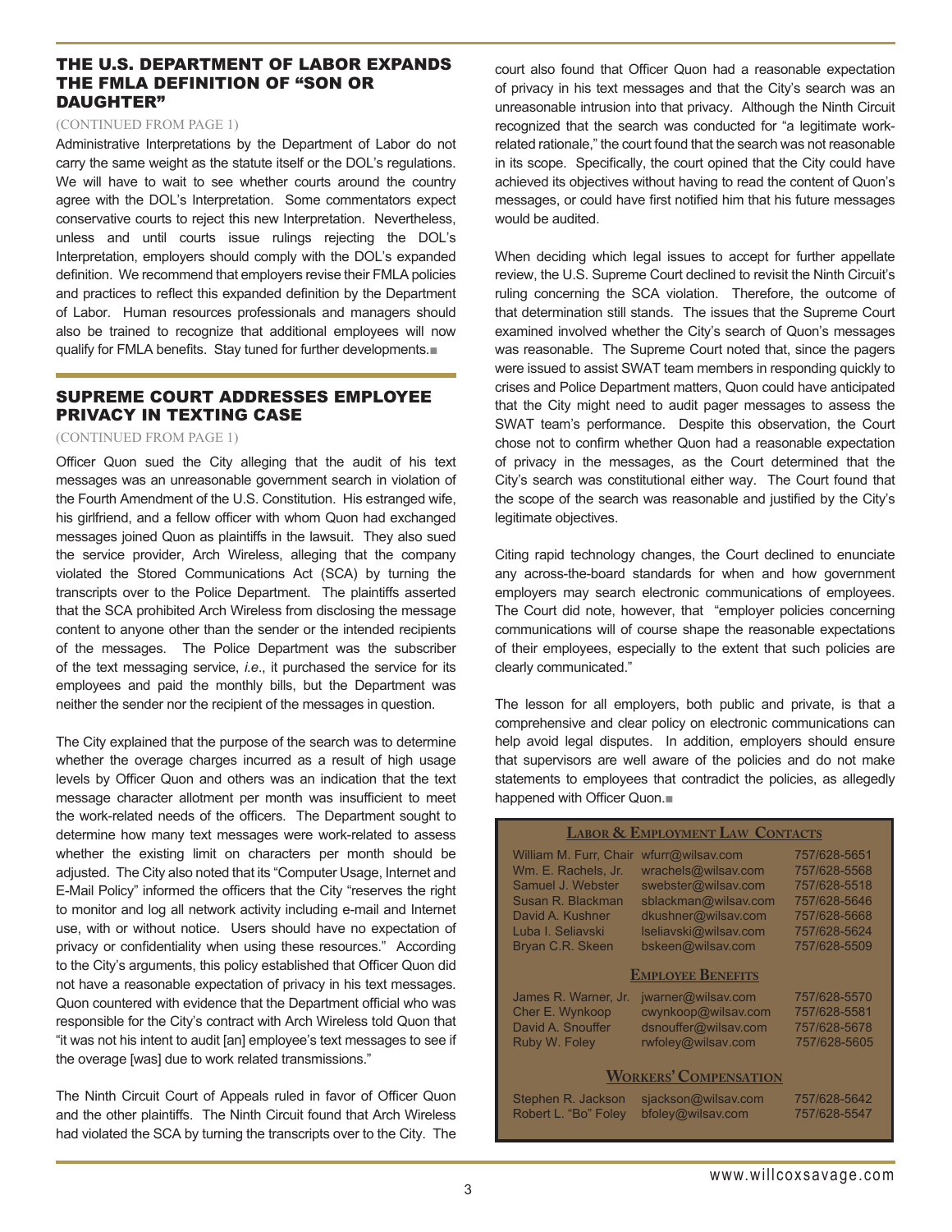## THE U.S. DEPARTMENT OF LABOR EXPANDS THE FMLA DEFINITION OF "SON OR DAUGHTER"

(CONTINUED FROM PAGE 1)

Administrative Interpretations by the Department of Labor do not carry the same weight as the statute itself or the DOL's regulations. We will have to wait to see whether courts around the country agree with the DOL's Interpretation. Some commentators expect conservative courts to reject this new Interpretation. Nevertheless, unless and until courts issue rulings rejecting the DOL's Interpretation, employers should comply with the DOL's expanded definition. We recommend that employers revise their FMLA policies and practices to reflect this expanded definition by the Department of Labor. Human resources professionals and managers should also be trained to recognize that additional employees will now qualify for FMLA benefits. Stay tuned for further developments.■

## SUPREME COURT ADDRESSES EMPLOYEE PRIVACY IN TEXTING CASE

(CONTINUED FROM PAGE 1)

Officer Quon sued the City alleging that the audit of his text messages was an unreasonable government search in violation of the Fourth Amendment of the U.S. Constitution. His estranged wife, his girlfriend, and a fellow officer with whom Quon had exchanged messages joined Quon as plaintiffs in the lawsuit. They also sued the service provider, Arch Wireless, alleging that the company violated the Stored Communications Act (SCA) by turning the transcripts over to the Police Department. The plaintiffs asserted that the SCA prohibited Arch Wireless from disclosing the message content to anyone other than the sender or the intended recipients of the messages. The Police Department was the subscriber of the text messaging service, *i.e*., it purchased the service for its employees and paid the monthly bills, but the Department was neither the sender nor the recipient of the messages in question.

The City explained that the purpose of the search was to determine whether the overage charges incurred as a result of high usage levels by Officer Quon and others was an indication that the text message character allotment per month was insufficient to meet the work-related needs of the officers. The Department sought to determine how many text messages were work-related to assess whether the existing limit on characters per month should be adjusted. The City also noted that its "Computer Usage, Internet and E-Mail Policy" informed the officers that the City "reserves the right to monitor and log all network activity including e-mail and Internet use, with or without notice. Users should have no expectation of privacy or confidentiality when using these resources." According to the City's arguments, this policy established that Officer Quon did not have a reasonable expectation of privacy in his text messages. Quon countered with evidence that the Department official who was responsible for the City's contract with Arch Wireless told Quon that "it was not his intent to audit [an] employee's text messages to see if the overage [was] due to work related transmissions."

The Ninth Circuit Court of Appeals ruled in favor of Officer Quon and the other plaintiffs. The Ninth Circuit found that Arch Wireless had violated the SCA by turning the transcripts over to the City. The court also found that Officer Quon had a reasonable expectation of privacy in his text messages and that the City's search was an unreasonable intrusion into that privacy. Although the Ninth Circuit recognized that the search was conducted for "a legitimate work-related rationale," the court found that the search was not reasonable in its scope. Specifically, the court opined that the City could have achieved its objectives without having to read the content of Quon's messages, or could have first notified him that his future messages would be audited.

When deciding which legal issues to accept for further appellate review, the U.S. Supreme Court declined to revisit the Ninth Circuit's ruling concerning the SCA violation. Therefore, the outcome of that determination still stands. The issues that the Supreme Court examined involved whether the City's search of Quon's messages was reasonable. The Supreme Court noted that, since the pagers were issued to assist SWAT team members in responding quickly to crises and Police Department matters, Quon could have anticipated that the City might need to audit pager messages to assess the SWAT team's performance. Despite this observation, the Court chose not to confirm whether Quon had a reasonable expectation of privacy in the messages, as the Court determined that the City's search was constitutional either way. The Court found that the scope of the search was reasonable and justified by the City's legitimate objectives.

Citing rapid technology changes, the Court declined to enunciate any across-the-board standards for when and how government employers may search electronic communications of employees. The Court did note, however, that "employer policies concerning communications will of course shape the reasonable expectations of their employees, especially to the extent that such policies are clearly communicated."

The lesson for all employers, both public and private, is that a comprehensive and clear policy on electronic communications can help avoid legal disputes. In addition, employers should ensure that supervisors are well aware of the policies and do not make statements to employees that contradict the policies, as allegedly happened with Officer Quon.■

### LABOR & EMPLOYMENT LAW CONTACTS

| | | |
|---|---|---|
| William M. Furr, Chair | wfurr@wilsav.com | 757/628-5651 |
| Wm. E. Rachels, Jr. | wrachels@wilsav.com | 757/628-5568 |
| Samuel J. Webster | swebster@wilsav.com | 757/628-5518 |
| Susan R. Blackman | sblackman@wilsav.com | 757/628-5646 |
| David A. Kushner | dkushner@wilsav.com | 757/628-5668 |
| Luba I. Seliavski | lseliavski@wilsav.com | 757/628-5624 |
| Bryan C.R. Skeen | bskeen@wilsav.com | 757/628-5509 |

### EMPLOYEE BENEFITS

| | | |
|---|---|---|
| James R. Warner, Jr. | jwarner@wilsav.com | 757/628-5570 |
| Cher E. Wynkoop | cwynkoop@wilsav.com | 757/628-5581 |
| David A. Snouffer | dsnouffer@wilsav.com | 757/628-5678 |
| Ruby W. Foley | rwfoley@wilsav.com | 757/628-5605 |

### WORKERS' COMPENSATION

| | | |
|---|---|---|
| Stephen R. Jackson | sjackson@wilsav.com | 757/628-5642 |
| Robert L. "Bo" Foley | bfoley@wilsav.com | 757/628-5547 |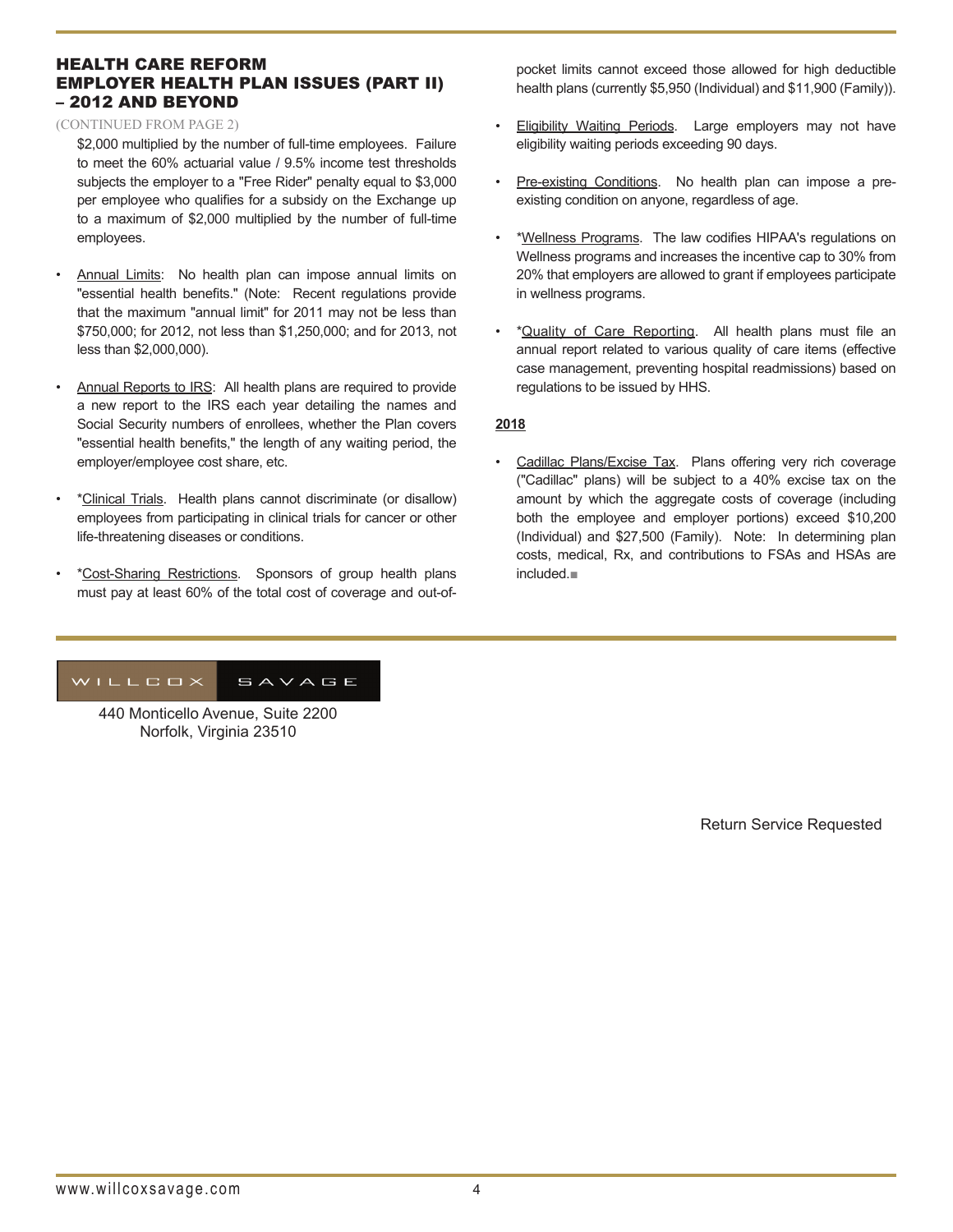## HEALTH CARE REFORM EMPLOYER HEALTH PLAN ISSUES (PART II) – 2012 AND BEYOND

(CONTINUED FROM PAGE 2)

$2,000 multiplied by the number of full-time employees. Failure to meet the 60% actuarial value / 9.5% income test thresholds subjects the employer to a "Free Rider" penalty equal to $3,000 per employee who qualifies for a subsidy on the Exchange up to a maximum of $2,000 multiplied by the number of full-time employees.

- Annual Limits: No health plan can impose annual limits on "essential health benefits." (Note: Recent regulations provide that the maximum "annual limit" for 2011 may not be less than $750,000; for 2012, not less than $1,250,000; and for 2013, not less than $2,000,000).

- Annual Reports to IRS: All health plans are required to provide a new report to the IRS each year detailing the names and Social Security numbers of enrollees, whether the Plan covers "essential health benefits," the length of any waiting period, the employer/employee cost share, etc.

- *Clinical Trials. Health plans cannot discriminate (or disallow) employees from participating in clinical trials for cancer or other life-threatening diseases or conditions.

- *Cost-Sharing Restrictions. Sponsors of group health plans must pay at least 60% of the total cost of coverage and out-of-pocket limits cannot exceed those allowed for high deductible health plans (currently $5,950 (Individual) and $11,900 (Family)).

- Eligibility Waiting Periods. Large employers may not have eligibility waiting periods exceeding 90 days.

- Pre-existing Conditions. No health plan can impose a pre-existing condition on anyone, regardless of age.

- *Wellness Programs. The law codifies HIPAA's regulations on Wellness programs and increases the incentive cap to 30% from 20% that employers are allowed to grant if employees participate in wellness programs.

- *Quality of Care Reporting. All health plans must file an annual report related to various quality of care items (effective case management, preventing hospital readmissions) based on regulations to be issued by HHS.

**2018**

- Cadillac Plans/Excise Tax. Plans offering very rich coverage ("Cadillac" plans) will be subject to a 40% excise tax on the amount by which the aggregate costs of coverage (including both the employee and employer portions) exceed $10,200 (Individual) and $27,500 (Family). Note: In determining plan costs, medical, Rx, and contributions to FSAs and HSAs are included.■

WILLCOX SAVAGE

440 Monticello Avenue, Suite 2200
Norfolk, Virginia 23510

Return Service Requested

www.willcoxsavage.com